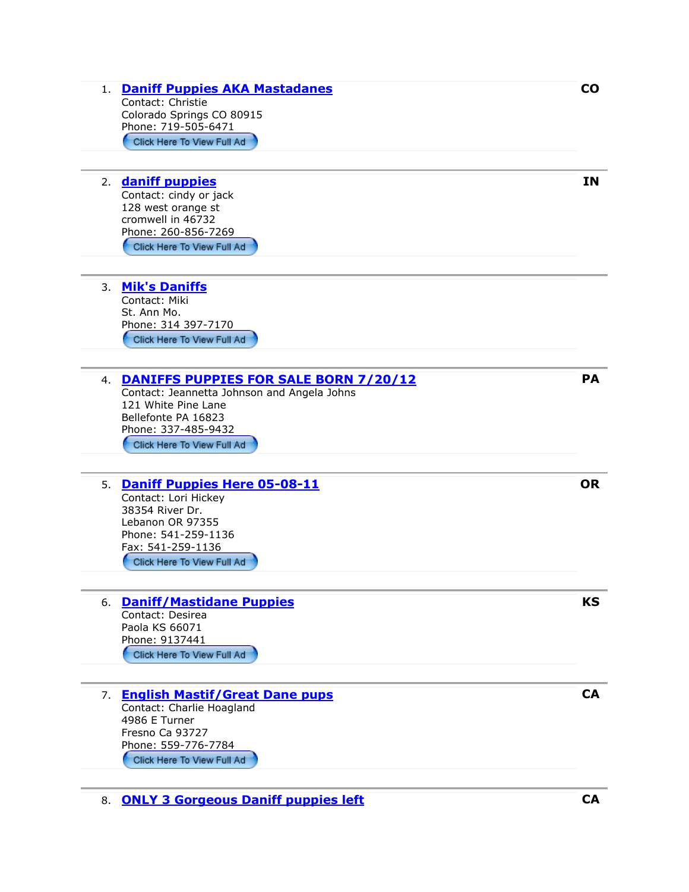1. **Daniff Puppies AKA Mastadanes** — **CO**
   Contact: Christie
   Colorado Springs CO 80915
   Phone: 719-505-6471
   Click Here To View Full Ad

2. **daniff puppies** — **IN**
   Contact: cindy or jack
   128 west orange st
   cromwell in 46732
   Phone: 260-856-7269
   Click Here To View Full Ad

3. **Mik's Daniffs**
   Contact: Miki
   St. Ann Mo.
   Phone: 314 397-7170
   Click Here To View Full Ad

4. **DANIFFS PUPPIES FOR SALE BORN 7/20/12** — **PA**
   Contact: Jeannetta Johnson and Angela Johns
   121 White Pine Lane
   Bellefonte PA 16823
   Phone: 337-485-9432
   Click Here To View Full Ad

5. **Daniff Puppies Here 05-08-11** — **OR**
   Contact: Lori Hickey
   38354 River Dr.
   Lebanon OR 97355
   Phone: 541-259-1136
   Fax: 541-259-1136
   Click Here To View Full Ad

6. **Daniff/Mastidane Puppies** — **KS**
   Contact: Desirea
   Paola KS 66071
   Phone: 9137441
   Click Here To View Full Ad

7. **English Mastif/Great Dane pups** — **CA**
   Contact: Charlie Hoagland
   4986 E Turner
   Fresno Ca 93727
   Phone: 559-776-7784
   Click Here To View Full Ad

8. **ONLY 3 Gorgeous Daniff puppies left** — **CA**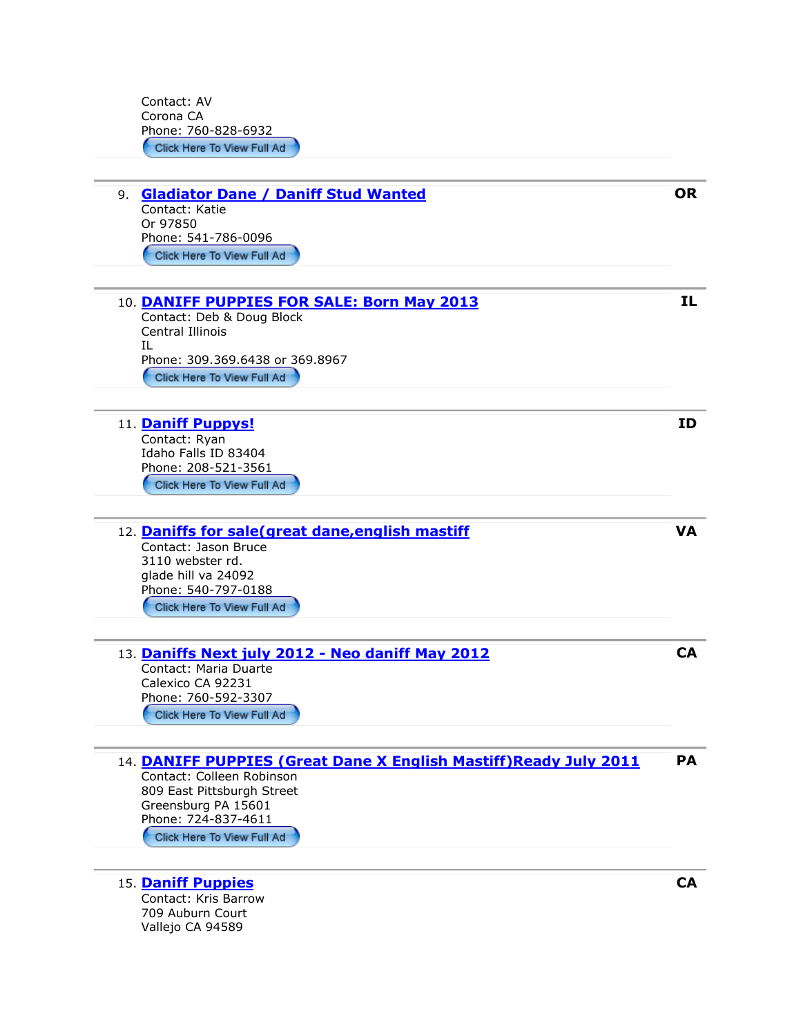Contact: AV
Corona CA
Phone: 760-828-6932
Click Here To View Full Ad

---

9. **[Gladiator Dane / Daniff Stud Wanted]** — **OR**
Contact: Katie
Or 97850
Phone: 541-786-0096
Click Here To View Full Ad

---

10. **[DANIFF PUPPIES FOR SALE: Born May 2013]** — **IL**
Contact: Deb & Doug Block
Central Illinois
IL
Phone: 309.369.6438 or 369.8967
Click Here To View Full Ad

---

11. **[Daniff Puppys!]** — **ID**
Contact: Ryan
Idaho Falls ID 83404
Phone: 208-521-3561
Click Here To View Full Ad

---

12. **[Daniffs for sale(great dane,english mastiff]** — **VA**
Contact: Jason Bruce
3110 webster rd.
glade hill va 24092
Phone: 540-797-0188
Click Here To View Full Ad

---

13. **[Daniffs Next july 2012 - Neo daniff May 2012]** — **CA**
Contact: Maria Duarte
Calexico CA 92231
Phone: 760-592-3307
Click Here To View Full Ad

---

14. **[DANIFF PUPPIES (Great Dane X English Mastiff)Ready July 2011]** — **PA**
Contact: Colleen Robinson
809 East Pittsburgh Street
Greensburg PA 15601
Phone: 724-837-4611
Click Here To View Full Ad

---

15. **[Daniff Puppies]** — **CA**
Contact: Kris Barrow
709 Auburn Court
Vallejo CA 94589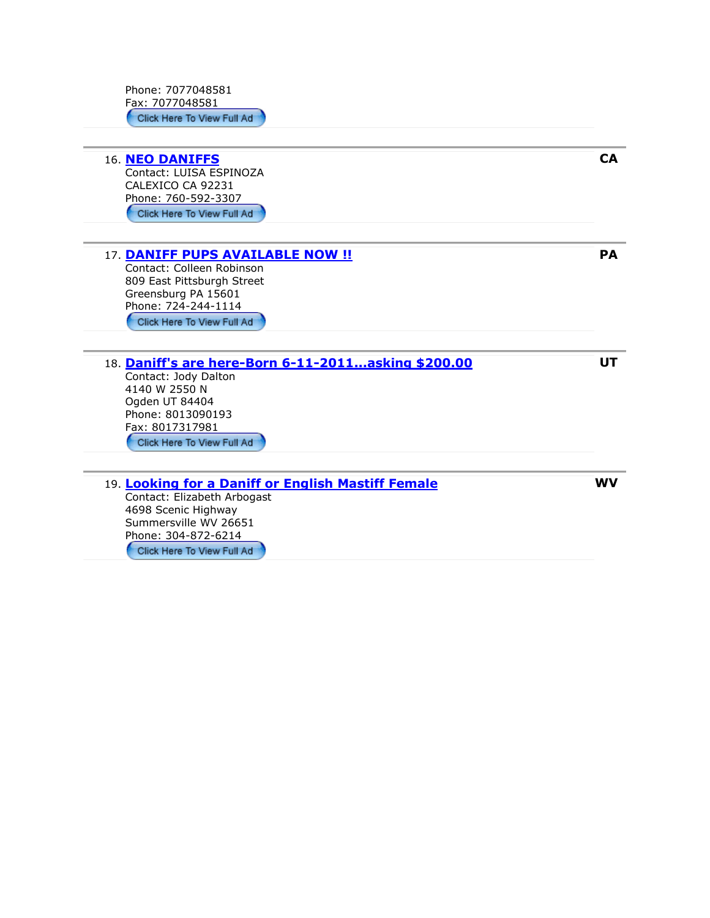Phone: 7077048581
Fax: 7077048581
Click Here To View Full Ad

---

16. **NEO DANIFFS** — CA

Contact: LUISA ESPINOZA
CALEXICO CA 92231
Phone: 760-592-3307
Click Here To View Full Ad

---

17. **DANIFF PUPS AVAILABLE NOW !!** — PA

Contact: Colleen Robinson
809 East Pittsburgh Street
Greensburg PA 15601
Phone: 724-244-1114
Click Here To View Full Ad

---

18. **Daniff's are here-Born 6-11-2011...asking $200.00** — UT

Contact: Jody Dalton
4140 W 2550 N
Ogden UT 84404
Phone: 8013090193
Fax: 8017317981
Click Here To View Full Ad

---

19. **Looking for a Daniff or English Mastiff Female** — WV

Contact: Elizabeth Arbogast
4698 Scenic Highway
Summersville WV 26651
Phone: 304-872-6214
Click Here To View Full Ad